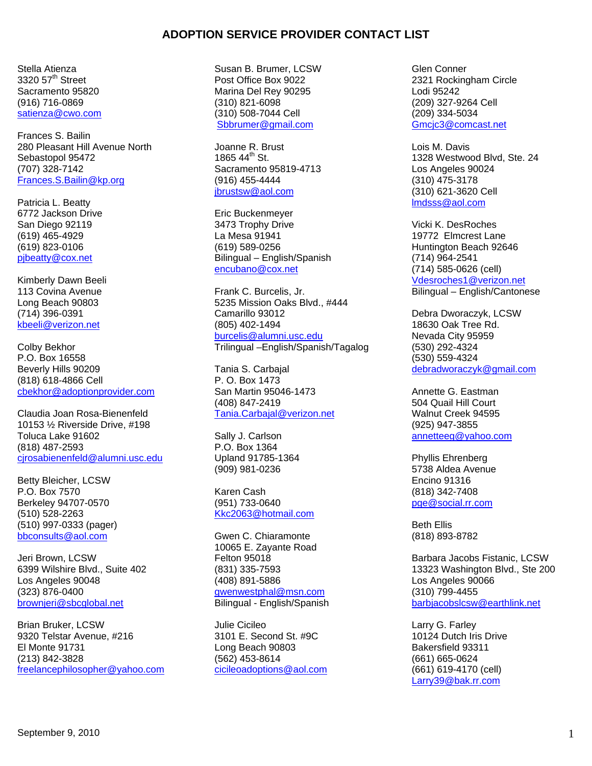# ADOPTION SERVICE PROVIDER CONTACT LIST

Stella Atienza
3320 57th Street
Sacramento 95820
(916) 716-0869
satienza@cwo.com

Frances S. Bailin
280 Pleasant Hill Avenue North
Sebastopol 95472
(707) 328-7142
Frances.S.Bailin@kp.org

Patricia L. Beatty
6772 Jackson Drive
San Diego 92119
(619) 465-4929
(619) 823-0106
pjbeatty@cox.net

Kimberly Dawn Beeli
113 Covina Avenue
Long Beach 90803
(714) 396-0391
kbeeli@verizon.net

Colby Bekhor
P.O. Box 16558
Beverly Hills 90209
(818) 618-4866 Cell
cbekhor@adoptionprovider.com

Claudia Joan Rosa-Bienenfeld
10153 ½ Riverside Drive, #198
Toluca Lake 91602
(818) 487-2593
cjrosabienenfeld@alumni.usc.edu

Betty Bleicher, LCSW
P.O. Box 7570
Berkeley 94707-0570
(510) 528-2263
(510) 997-0333 (pager)
bbconsults@aol.com

Jeri Brown, LCSW
6399 Wilshire Blvd., Suite 402
Los Angeles 90048
(323) 876-0400
brownjeri@sbcglobal.net

Brian Bruker, LCSW
9320 Telstar Avenue, #216
El Monte 91731
(213) 842-3828
freelancephilosopher@yahoo.com

Susan B. Brumer, LCSW
Post Office Box 9022
Marina Del Rey 90295
(310) 821-6098
(310) 508-7044 Cell
Sbbrumer@gmail.com

Joanne R. Brust
1865 44th St.
Sacramento 95819-4713
(916) 455-4444
jbrustsw@aol.com

Eric Buckenmeyer
3473 Trophy Drive
La Mesa 91941
(619) 589-0256
Bilingual – English/Spanish
encubano@cox.net

Frank C. Burcelis, Jr.
5235 Mission Oaks Blvd., #444
Camarillo 93012
(805) 402-1494
burcelis@alumni.usc.edu
Trilingual –English/Spanish/Tagalog

Tania S. Carbajal
P. O. Box 1473
San Martin 95046-1473
(408) 847-2419
Tania.Carbajal@verizon.net

Sally J. Carlson
P.O. Box 1364
Upland 91785-1364
(909) 981-0236

Karen Cash
(951) 733-0640
Kkc2063@hotmail.com

Gwen C. Chiaramonte
10065 E. Zayante Road
Felton 95018
(831) 335-7593
(408) 891-5886
gwenwestphal@msn.com
Bilingual - English/Spanish

Julie Cicileo
3101 E. Second St. #9C
Long Beach 90803
(562) 453-8614
cicileoadoptions@aol.com

Glen Conner
2321 Rockingham Circle
Lodi 95242
(209) 327-9264 Cell
(209) 334-5034
Gmcjc3@comcast.net

Lois M. Davis
1328 Westwood Blvd, Ste. 24
Los Angeles 90024
(310) 475-3178
(310) 621-3620 Cell
lmdsss@aol.com

Vicki K. DesRoches
19772 Elmcrest Lane
Huntington Beach 92646
(714) 964-2541
(714) 585-0626 (cell)
Vdesroches1@verizon.net
Bilingual – English/Cantonese

Debra Dworaczyk, LCSW
18630 Oak Tree Rd.
Nevada City 95959
(530) 292-4324
(530) 559-4324
debradworaczyk@gmail.com

Annette G. Eastman
504 Quail Hill Court
Walnut Creek 94595
(925) 947-3855
annetteeg@yahoo.com

Phyllis Ehrenberg
5738 Aldea Avenue
Encino 91316
(818) 342-7408
pge@social.rr.com

Beth Ellis
(818) 893-8782

Barbara Jacobs Fistanic, LCSW
13323 Washington Blvd., Ste 200
Los Angeles 90066
(310) 799-4455
barbjacobslcsw@earthlink.net

Larry G. Farley
10124 Dutch Iris Drive
Bakersfield 93311
(661) 665-0624
(661) 619-4170 (cell)
Larry39@bak.rr.com

September 9, 2010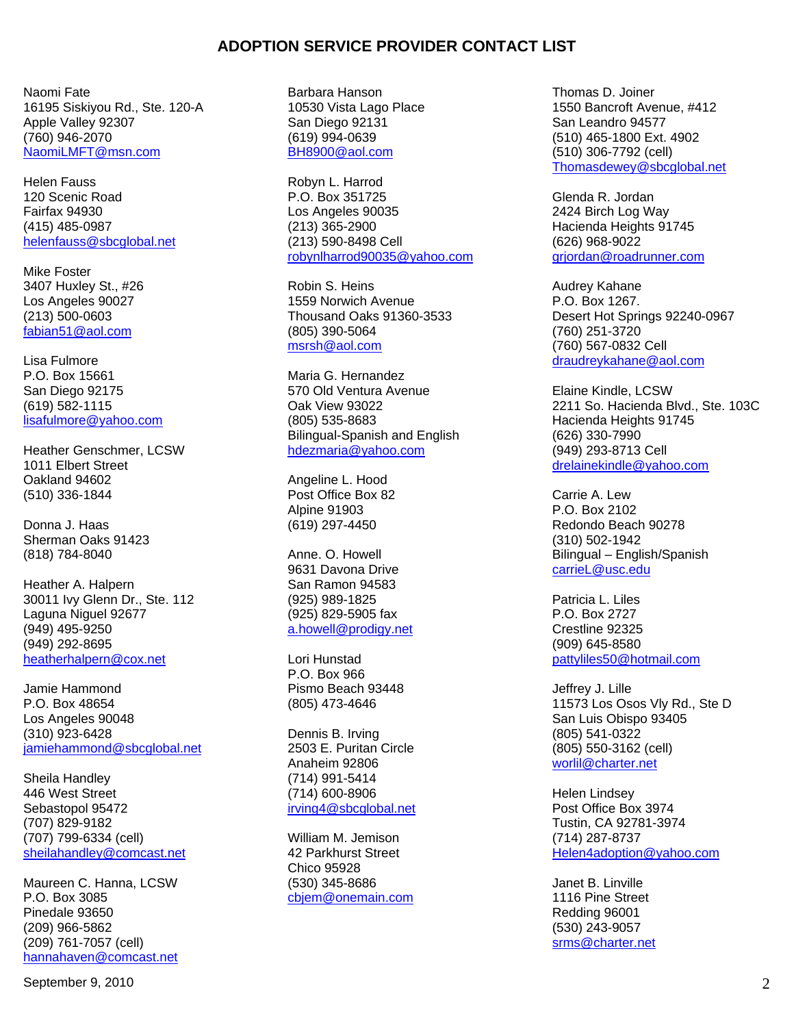# ADOPTION SERVICE PROVIDER CONTACT LIST

Naomi Fate
16195 Siskiyou Rd., Ste. 120-A
Apple Valley 92307
(760) 946-2070
NaomiLMFT@msn.com

Helen Fauss
120 Scenic Road
Fairfax 94930
(415) 485-0987
helenfauss@sbcglobal.net

Mike Foster
3407 Huxley St., #26
Los Angeles 90027
(213) 500-0603
fabian51@aol.com

Lisa Fulmore
P.O. Box 15661
San Diego 92175
(619) 582-1115
lisafulmore@yahoo.com

Heather Genschmer, LCSW
1011 Elbert Street
Oakland 94602
(510) 336-1844

Donna J. Haas
Sherman Oaks 91423
(818) 784-8040

Heather A. Halpern
30011 Ivy Glenn Dr., Ste. 112
Laguna Niguel 92677
(949) 495-9250
(949) 292-8695
heatherhalpern@cox.net

Jamie Hammond
P.O. Box 48654
Los Angeles 90048
(310) 923-6428
jamiehammond@sbcglobal.net

Sheila Handley
446 West Street
Sebastopol 95472
(707) 829-9182
(707) 799-6334 (cell)
sheilahandley@comcast.net

Maureen C. Hanna, LCSW
P.O. Box 3085
Pinedale 93650
(209) 966-5862
(209) 761-7057 (cell)
hannahaven@comcast.net

Barbara Hanson
10530 Vista Lago Place
San Diego 92131
(619) 994-0639
BH8900@aol.com

Robyn L. Harrod
P.O. Box 351725
Los Angeles 90035
(213) 365-2900
(213) 590-8498 Cell
robynlharrod90035@yahoo.com

Robin S. Heins
1559 Norwich Avenue
Thousand Oaks 91360-3533
(805) 390-5064
msrsh@aol.com

Maria G. Hernandez
570 Old Ventura Avenue
Oak View 93022
(805) 535-8683
Bilingual-Spanish and English
hdezmaria@yahoo.com

Angeline L. Hood
Post Office Box 82
Alpine 91903
(619) 297-4450

Anne. O. Howell
9631 Davona Drive
San Ramon 94583
(925) 989-1825
(925) 829-5905 fax
a.howell@prodigy.net

Lori Hunstad
P.O. Box 966
Pismo Beach 93448
(805) 473-4646

Dennis B. Irving
2503 E. Puritan Circle
Anaheim 92806
(714) 991-5414
(714) 600-8906
irving4@sbcglobal.net

William M. Jemison
42 Parkhurst Street
Chico 95928
(530) 345-8686
cbjem@onemain.com

Thomas D. Joiner
1550 Bancroft Avenue, #412
San Leandro 94577
(510) 465-1800 Ext. 4902
(510) 306-7792 (cell)
Thomasdewey@sbcglobal.net

Glenda R. Jordan
2424 Birch Log Way
Hacienda Heights 91745
(626) 968-9022
grjordan@roadrunner.com

Audrey Kahane
P.O. Box 1267.
Desert Hot Springs 92240-0967
(760) 251-3720
(760) 567-0832 Cell
draudreykahane@aol.com

Elaine Kindle, LCSW
2211 So. Hacienda Blvd., Ste. 103C
Hacienda Heights 91745
(626) 330-7990
(949) 293-8713 Cell
drelainekindle@yahoo.com

Carrie A. Lew
P.O. Box 2102
Redondo Beach 90278
(310) 502-1942
Bilingual – English/Spanish
carrieL@usc.edu

Patricia L. Liles
P.O. Box 2727
Crestline 92325
(909) 645-8580
pattyliles50@hotmail.com

Jeffrey J. Lille
11573 Los Osos Vly Rd., Ste D
San Luis Obispo 93405
(805) 541-0322
(805) 550-3162 (cell)
worlil@charter.net

Helen Lindsey
Post Office Box 3974
Tustin, CA 92781-3974
(714) 287-8737
Helen4adoption@yahoo.com

Janet B. Linville
1116 Pine Street
Redding 96001
(530) 243-9057
srms@charter.net

September 9, 2010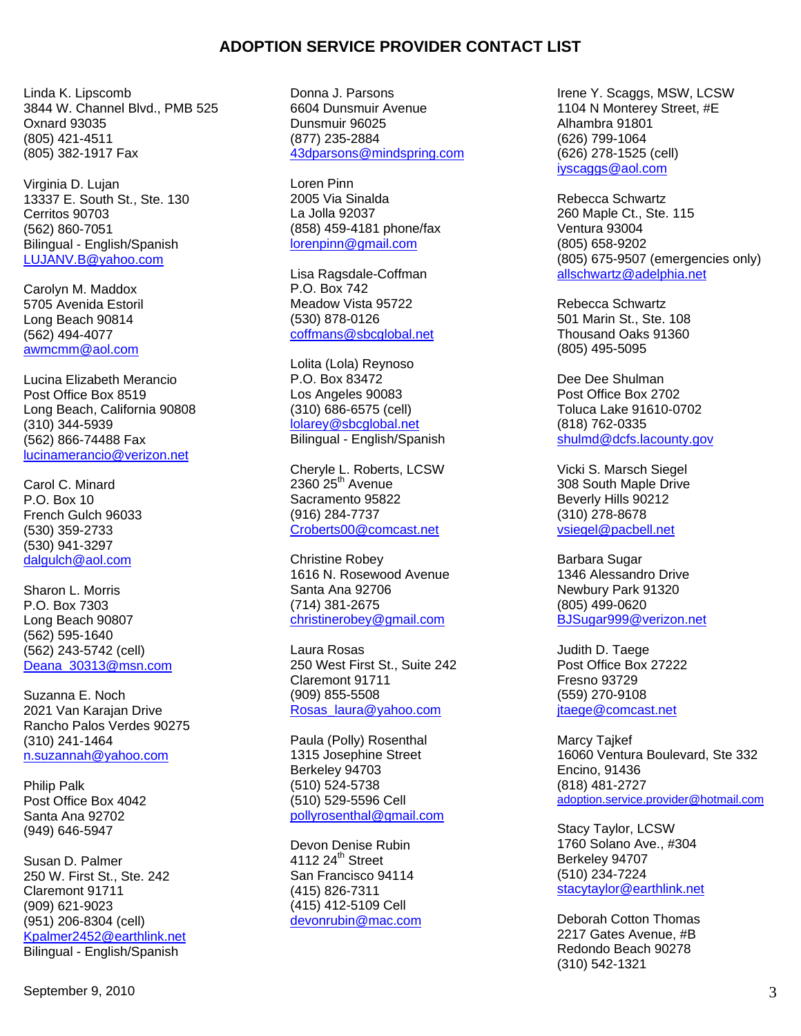# ADOPTION SERVICE PROVIDER CONTACT LIST

Linda K. Lipscomb
3844 W. Channel Blvd., PMB 525
Oxnard 93035
(805) 421-4511
(805) 382-1917 Fax

Virginia D. Lujan
13337 E. South St., Ste. 130
Cerritos 90703
(562) 860-7051
Bilingual - English/Spanish
LUJANV.B@yahoo.com

Carolyn M. Maddox
5705 Avenida Estoril
Long Beach 90814
(562) 494-4077
awmcmm@aol.com

Lucina Elizabeth Merancio
Post Office Box 8519
Long Beach, California 90808
(310) 344-5939
(562) 866-74488 Fax
lucinamerancio@verizon.net

Carol C. Minard
P.O. Box 10
French Gulch 96033
(530) 359-2733
(530) 941-3297
dalgulch@aol.com

Sharon L. Morris
P.O. Box 7303
Long Beach 90807
(562) 595-1640
(562) 243-5742 (cell)
Deana_30313@msn.com

Suzanna E. Noch
2021 Van Karajan Drive
Rancho Palos Verdes 90275
(310) 241-1464
n.suzannah@yahoo.com

Philip Palk
Post Office Box 4042
Santa Ana 92702
(949) 646-5947

Susan D. Palmer
250 W. First St., Ste. 242
Claremont 91711
(909) 621-9023
(951) 206-8304 (cell)
Kpalmer2452@earthlink.net
Bilingual - English/Spanish

Donna J. Parsons
6604 Dunsmuir Avenue
Dunsmuir 96025
(877) 235-2884
43dparsons@mindspring.com

Loren Pinn
2005 Via Sinalda
La Jolla 92037
(858) 459-4181 phone/fax
lorenpinn@gmail.com

Lisa Ragsdale-Coffman
P.O. Box 742
Meadow Vista 95722
(530) 878-0126
coffmans@sbcglobal.net

Lolita (Lola) Reynoso
P.O. Box 83472
Los Angeles 90083
(310) 686-6575 (cell)
lolarey@sbcglobal.net
Bilingual - English/Spanish

Cheryle L. Roberts, LCSW
2360 25th Avenue
Sacramento 95822
(916) 284-7737
Croberts00@comcast.net

Christine Robey
1616 N. Rosewood Avenue
Santa Ana 92706
(714) 381-2675
christinerobey@gmail.com

Laura Rosas
250 West First St., Suite 242
Claremont 91711
(909) 855-5508
Rosas_laura@yahoo.com

Paula (Polly) Rosenthal
1315 Josephine Street
Berkeley 94703
(510) 524-5738
(510) 529-5596 Cell
pollyrosenthal@gmail.com

Devon Denise Rubin
4112 24th Street
San Francisco 94114
(415) 826-7311
(415) 412-5109 Cell
devonrubin@mac.com

Irene Y. Scaggs, MSW, LCSW
1104 N Monterey Street, #E
Alhambra 91801
(626) 799-1064
(626) 278-1525 (cell)
iyscaggs@aol.com

Rebecca Schwartz
260 Maple Ct., Ste. 115
Ventura 93004
(805) 658-9202
(805) 675-9507 (emergencies only)
allschwartz@adelphia.net

Rebecca Schwartz
501 Marin St., Ste. 108
Thousand Oaks 91360
(805) 495-5095

Dee Dee Shulman
Post Office Box 2702
Toluca Lake 91610-0702
(818) 762-0335
shulmd@dcfs.lacounty.gov

Vicki S. Marsch Siegel
308 South Maple Drive
Beverly Hills 90212
(310) 278-8678
vsiegel@pacbell.net

Barbara Sugar
1346 Alessandro Drive
Newbury Park 91320
(805) 499-0620
BJSugar999@verizon.net

Judith D. Taege
Post Office Box 27222
Fresno 93729
(559) 270-9108
jtaege@comcast.net

Marcy Tajkef
16060 Ventura Boulevard, Ste 332
Encino, 91436
(818) 481-2727
adoption.service.provider@hotmail.com

Stacy Taylor, LCSW
1760 Solano Ave., #304
Berkeley 94707
(510) 234-7224
stacytaylor@earthlink.net

Deborah Cotton Thomas
2217 Gates Avenue, #B
Redondo Beach 90278
(310) 542-1321

September 9, 2010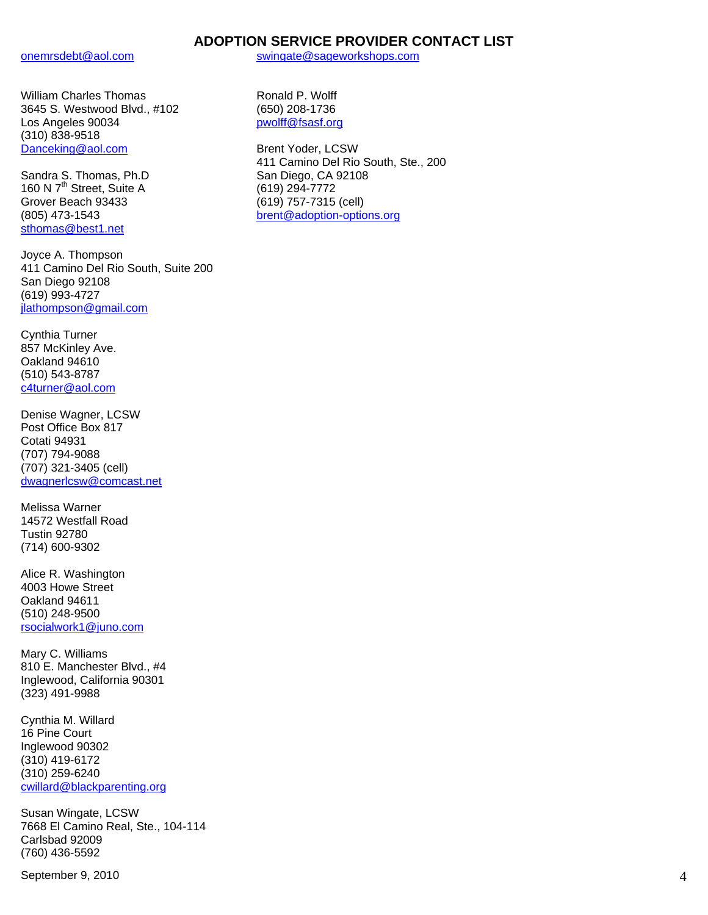## ADOPTION SERVICE PROVIDER CONTACT LIST

onemrsdebt@aol.com

William Charles Thomas
3645 S. Westwood Blvd., #102
Los Angeles 90034
(310) 838-9518
Danceking@aol.com

Sandra S. Thomas, Ph.D
160 N 7th Street, Suite A
Grover Beach 93433
(805) 473-1543
sthomas@best1.net

Joyce A. Thompson
411 Camino Del Rio South, Suite 200
San Diego 92108
(619) 993-4727
jlathompson@gmail.com

Cynthia Turner
857 McKinley Ave.
Oakland 94610
(510) 543-8787
c4turner@aol.com

Denise Wagner, LCSW
Post Office Box 817
Cotati 94931
(707) 794-9088
(707) 321-3405 (cell)
dwagnerlcsw@comcast.net

Melissa Warner
14572 Westfall Road
Tustin 92780
(714) 600-9302

Alice R. Washington
4003 Howe Street
Oakland 94611
(510) 248-9500
rsocialwork1@juno.com

Mary C. Williams
810 E. Manchester Blvd., #4
Inglewood, California 90301
(323) 491-9988

Cynthia M. Willard
16 Pine Court
Inglewood 90302
(310) 419-6172
(310) 259-6240
cwillard@blackparenting.org

Susan Wingate, LCSW
7668 El Camino Real, Ste., 104-114
Carlsbad 92009
(760) 436-5592
swingate@sageworkshops.com

Ronald P. Wolff
(650) 208-1736
pwolff@fsasf.org

Brent Yoder, LCSW
411 Camino Del Rio South, Ste., 200
San Diego, CA 92108
(619) 294-7772
(619) 757-7315 (cell)
brent@adoption-options.org

September 9, 2010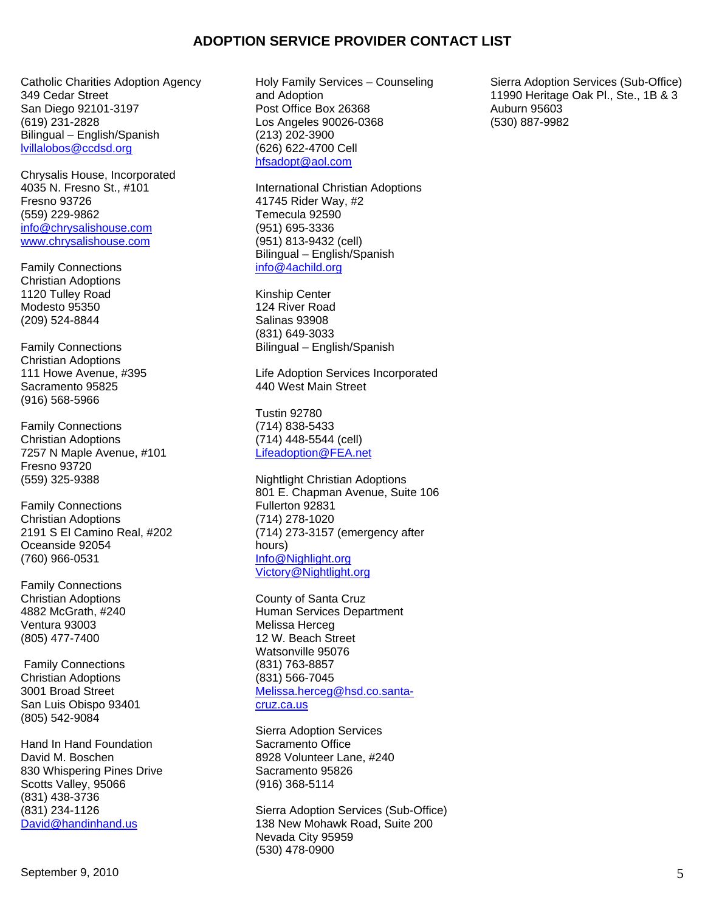# ADOPTION SERVICE PROVIDER CONTACT LIST

Catholic Charities Adoption Agency
349 Cedar Street
San Diego 92101-3197
(619) 231-2828
Bilingual – English/Spanish
lvillalobos@ccdsd.org

Chrysalis House, Incorporated
4035 N. Fresno St., #101
Fresno 93726
(559) 229-9862
info@chrysalishouse.com
www.chrysalishouse.com

Family Connections
Christian Adoptions
1120 Tulley Road
Modesto 95350
(209) 524-8844

Family Connections
Christian Adoptions
111 Howe Avenue, #395
Sacramento 95825
(916) 568-5966

Family Connections
Christian Adoptions
7257 N Maple Avenue, #101
Fresno 93720
(559) 325-9388

Family Connections
Christian Adoptions
2191 S El Camino Real, #202
Oceanside 92054
(760) 966-0531

Family Connections
Christian Adoptions
4882 McGrath, #240
Ventura 93003
(805) 477-7400

Family Connections
Christian Adoptions
3001 Broad Street
San Luis Obispo 93401
(805) 542-9084

Hand In Hand Foundation
David M. Boschen
830 Whispering Pines Drive
Scotts Valley, 95066
(831) 438-3736
(831) 234-1126
David@handinhand.us

Holy Family Services – Counseling and Adoption
Post Office Box 26368
Los Angeles 90026-0368
(213) 202-3900
(626) 622-4700 Cell
hfsadopt@aol.com

International Christian Adoptions
41745 Rider Way, #2
Temecula 92590
(951) 695-3336
(951) 813-9432 (cell)
Bilingual – English/Spanish
info@4achild.org

Kinship Center
124 River Road
Salinas 93908
(831) 649-3033
Bilingual – English/Spanish

Life Adoption Services Incorporated
440 West Main Street

Tustin 92780
(714) 838-5433
(714) 448-5544 (cell)
Lifeadoption@FEA.net

Nightlight Christian Adoptions
801 E. Chapman Avenue, Suite 106
Fullerton 92831
(714) 278-1020
(714) 273-3157 (emergency after hours)
Info@Nighlight.org
Victory@Nightlight.org

County of Santa Cruz
Human Services Department
Melissa Herceg
12 W. Beach Street
Watsonville 95076
(831) 763-8857
(831) 566-7045
Melissa.herceg@hsd.co.santa-cruz.ca.us

Sierra Adoption Services
Sacramento Office
8928 Volunteer Lane, #240
Sacramento 95826
(916) 368-5114

Sierra Adoption Services (Sub-Office)
138 New Mohawk Road, Suite 200
Nevada City 95959
(530) 478-0900

Sierra Adoption Services (Sub-Office)
11990 Heritage Oak Pl., Ste., 1B & 3
Auburn 95603
(530) 887-9982

September 9, 2010